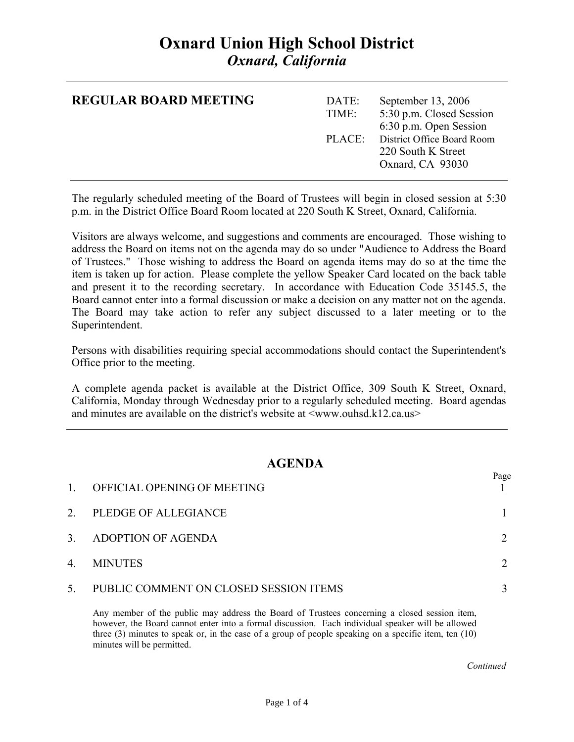# Oxnard Union High School District

*Oxnard, California*

---

**REGULAR BOARD MEETING**

| | |
|---|---|
| DATE: | September 13, 2006 |
| TIME: | 5:30 p.m. Closed Session<br>6:30 p.m. Open Session |
| PLACE: | District Office Board Room<br>220 South K Street<br>Oxnard, CA 93030 |

---

The regularly scheduled meeting of the Board of Trustees will begin in closed session at 5:30 p.m. in the District Office Board Room located at 220 South K Street, Oxnard, California.

Visitors are always welcome, and suggestions and comments are encouraged. Those wishing to address the Board on items not on the agenda may do so under "Audience to Address the Board of Trustees." Those wishing to address the Board on agenda items may do so at the time the item is taken up for action. Please complete the yellow Speaker Card located on the back table and present it to the recording secretary. In accordance with Education Code 35145.5, the Board cannot enter into a formal discussion or make a decision on any matter not on the agenda. The Board may take action to refer any subject discussed to a later meeting or to the Superintendent.

Persons with disabilities requiring special accommodations should contact the Superintendent's Office prior to the meeting.

A complete agenda packet is available at the District Office, 309 South K Street, Oxnard, California, Monday through Wednesday prior to a regularly scheduled meeting. Board agendas and minutes are available on the district's website at <www.ouhsd.k12.ca.us>

---

## AGENDA

| | | Page |
|---|---|---|
| 1. | OFFICIAL OPENING OF MEETING | 1 |
| 2. | PLEDGE OF ALLEGIANCE | 1 |
| 3. | ADOPTION OF AGENDA | 2 |
| 4. | MINUTES | 2 |
| 5. | PUBLIC COMMENT ON CLOSED SESSION ITEMS | 3 |

Any member of the public may address the Board of Trustees concerning a closed session item, however, the Board cannot enter into a formal discussion. Each individual speaker will be allowed three (3) minutes to speak or, in the case of a group of people speaking on a specific item, ten (10) minutes will be permitted.

*Continued*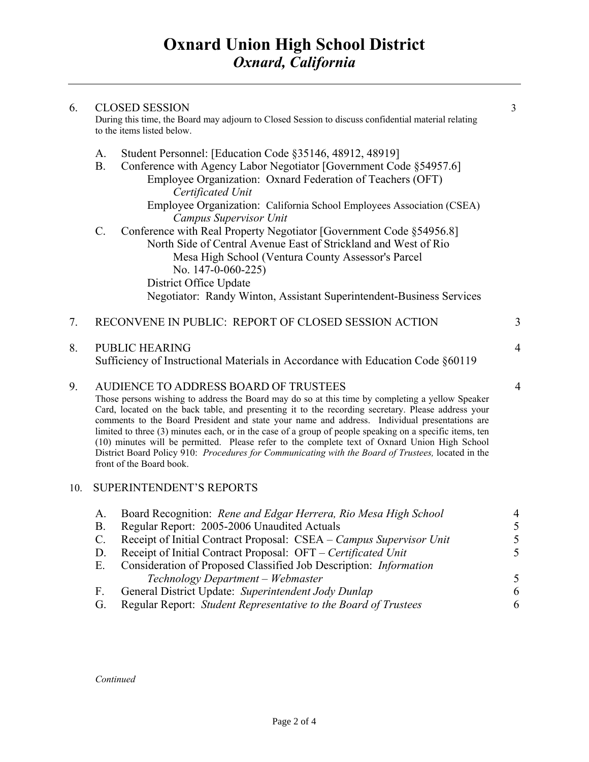# Oxnard Union High School District
## *Oxnard, California*

---

6. CLOSED SESSION — 3

   During this time, the Board may adjourn to Closed Session to discuss confidential material relating to the items listed below.

   A. Student Personnel: [Education Code §35146, 48912, 48919]
   B. Conference with Agency Labor Negotiator [Government Code §54957.6]
      - Employee Organization: Oxnard Federation of Teachers (OFT)
        - *Certificated Unit*
      - Employee Organization: California School Employees Association (CSEA)
        - *Campus Supervisor Unit*
   C. Conference with Real Property Negotiator [Government Code §54956.8]
      - North Side of Central Avenue East of Strickland and West of Rio Mesa High School (Ventura County Assessor's Parcel No. 147-0-060-225)
      - District Office Update
      - Negotiator: Randy Winton, Assistant Superintendent-Business Services

7. RECONVENE IN PUBLIC: REPORT OF CLOSED SESSION ACTION — 3

8. PUBLIC HEARING — 4

   Sufficiency of Instructional Materials in Accordance with Education Code §60119

9. AUDIENCE TO ADDRESS BOARD OF TRUSTEES — 4

   Those persons wishing to address the Board may do so at this time by completing a yellow Speaker Card, located on the back table, and presenting it to the recording secretary. Please address your comments to the Board President and state your name and address. Individual presentations are limited to three (3) minutes each, or in the case of a group of people speaking on a specific items, ten (10) minutes will be permitted. Please refer to the complete text of Oxnard Union High School District Board Policy 910: *Procedures for Communicating with the Board of Trustees,* located in the front of the Board book.

10. SUPERINTENDENT'S REPORTS

    A. Board Recognition: *Rene and Edgar Herrera, Rio Mesa High School* — 4
    B. Regular Report: 2005-2006 Unaudited Actuals — 5
    C. Receipt of Initial Contract Proposal: CSEA – *Campus Supervisor Unit* — 5
    D. Receipt of Initial Contract Proposal: OFT – *Certificated Unit* — 5
    E. Consideration of Proposed Classified Job Description: *Information Technology Department – Webmaster* — 5
    F. General District Update: *Superintendent Jody Dunlap* — 6
    G. Regular Report: *Student Representative to the Board of Trustees* — 6

*Continued*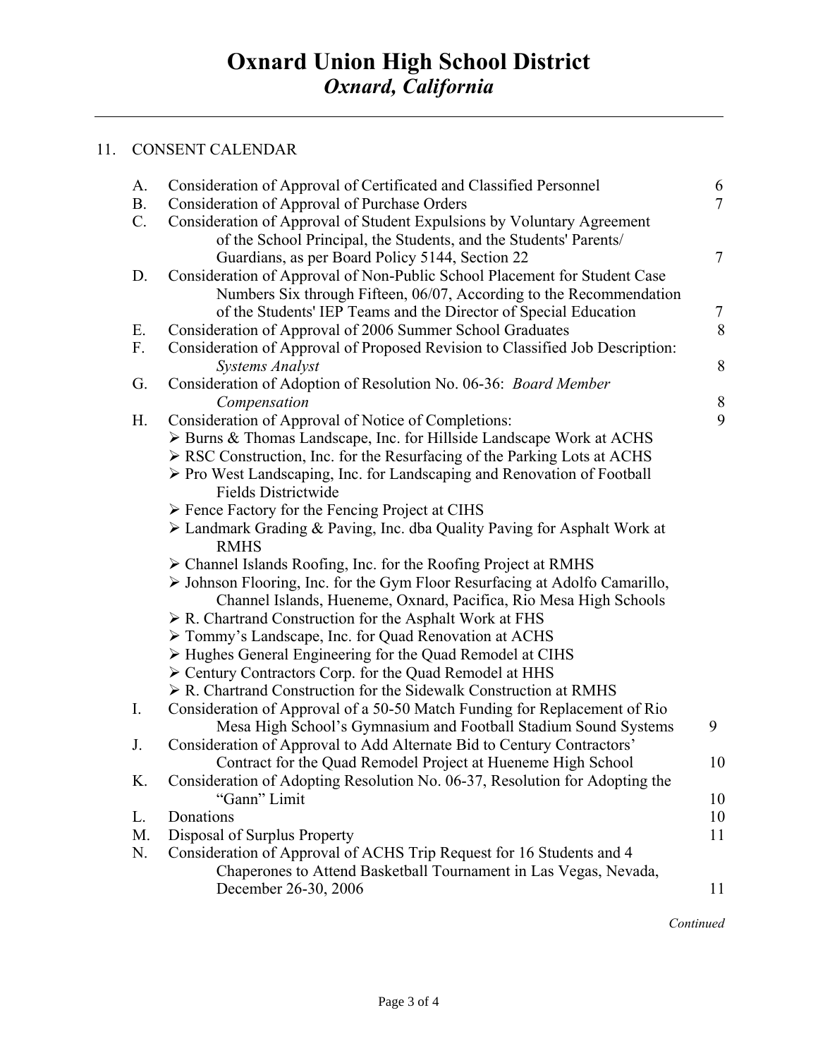# Oxnard Union High School District

## *Oxnard, California*

11. CONSENT CALENDAR

| | | |
|---|---|---|
| A. | Consideration of Approval of Certificated and Classified Personnel | 6 |
| B. | Consideration of Approval of Purchase Orders | 7 |
| C. | Consideration of Approval of Student Expulsions by Voluntary Agreement of the School Principal, the Students, and the Students' Parents/ Guardians, as per Board Policy 5144, Section 22 | 7 |
| D. | Consideration of Approval of Non-Public School Placement for Student Case Numbers Six through Fifteen, 06/07, According to the Recommendation of the Students' IEP Teams and the Director of Special Education | 7 |
| E. | Consideration of Approval of 2006 Summer School Graduates | 8 |
| F. | Consideration of Approval of Proposed Revision to Classified Job Description: *Systems Analyst* | 8 |
| G. | Consideration of Adoption of Resolution No. 06-36: *Board Member Compensation* | 8 |
| H. | Consideration of Approval of Notice of Completions: | 9 |

- Burns & Thomas Landscape, Inc. for Hillside Landscape Work at ACHS
- RSC Construction, Inc. for the Resurfacing of the Parking Lots at ACHS
- Pro West Landscaping, Inc. for Landscaping and Renovation of Football Fields Districtwide
- Fence Factory for the Fencing Project at CIHS
- Landmark Grading & Paving, Inc. dba Quality Paving for Asphalt Work at RMHS
- Channel Islands Roofing, Inc. for the Roofing Project at RMHS
- Johnson Flooring, Inc. for the Gym Floor Resurfacing at Adolfo Camarillo, Channel Islands, Hueneme, Oxnard, Pacifica, Rio Mesa High Schools
- R. Chartrand Construction for the Asphalt Work at FHS
- Tommy's Landscape, Inc. for Quad Renovation at ACHS
- Hughes General Engineering for the Quad Remodel at CIHS
- Century Contractors Corp. for the Quad Remodel at HHS
- R. Chartrand Construction for the Sidewalk Construction at RMHS

| | | |
|---|---|---|
| I. | Consideration of Approval of a 50-50 Match Funding for Replacement of Rio Mesa High School's Gymnasium and Football Stadium Sound Systems | 9 |
| J. | Consideration of Approval to Add Alternate Bid to Century Contractors' Contract for the Quad Remodel Project at Hueneme High School | 10 |
| K. | Consideration of Adopting Resolution No. 06-37, Resolution for Adopting the "Gann" Limit | 10 |
| L. | Donations | 10 |
| M. | Disposal of Surplus Property | 11 |
| N. | Consideration of Approval of ACHS Trip Request for 16 Students and 4 Chaperones to Attend Basketball Tournament in Las Vegas, Nevada, December 26-30, 2006 | 11 |

*Continued*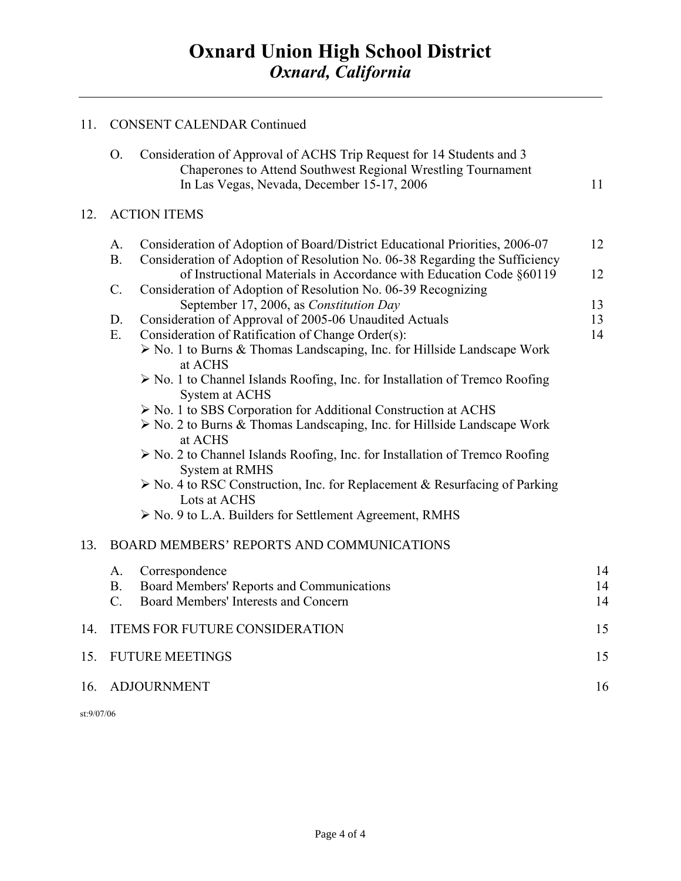# Oxnard Union High School District
## *Oxnard, California*

---

11. CONSENT CALENDAR Continued

    O. Consideration of Approval of ACHS Trip Request for 14 Students and 3 Chaperones to Attend Southwest Regional Wrestling Tournament In Las Vegas, Nevada, December 15-17, 2006 — 11

12. ACTION ITEMS

    A. Consideration of Adoption of Board/District Educational Priorities, 2006-07 — 12
    B. Consideration of Adoption of Resolution No. 06-38 Regarding the Sufficiency of Instructional Materials in Accordance with Education Code §60119 — 12
    C. Consideration of Adoption of Resolution No. 06-39 Recognizing September 17, 2006, as *Constitution Day* — 13
    D. Consideration of Approval of 2005-06 Unaudited Actuals — 13
    E. Consideration of Ratification of Change Order(s): — 14
       - No. 1 to Burns & Thomas Landscaping, Inc. for Hillside Landscape Work at ACHS
       - No. 1 to Channel Islands Roofing, Inc. for Installation of Tremco Roofing System at ACHS
       - No. 1 to SBS Corporation for Additional Construction at ACHS
       - No. 2 to Burns & Thomas Landscaping, Inc. for Hillside Landscape Work at ACHS
       - No. 2 to Channel Islands Roofing, Inc. for Installation of Tremco Roofing System at RMHS
       - No. 4 to RSC Construction, Inc. for Replacement & Resurfacing of Parking Lots at ACHS
       - No. 9 to L.A. Builders for Settlement Agreement, RMHS

13. BOARD MEMBERS' REPORTS AND COMMUNICATIONS

    A. Correspondence — 14
    B. Board Members' Reports and Communications — 14
    C. Board Members' Interests and Concern — 14

14. ITEMS FOR FUTURE CONSIDERATION — 15

15. FUTURE MEETINGS — 15

16. ADJOURNMENT — 16

st:9/07/06